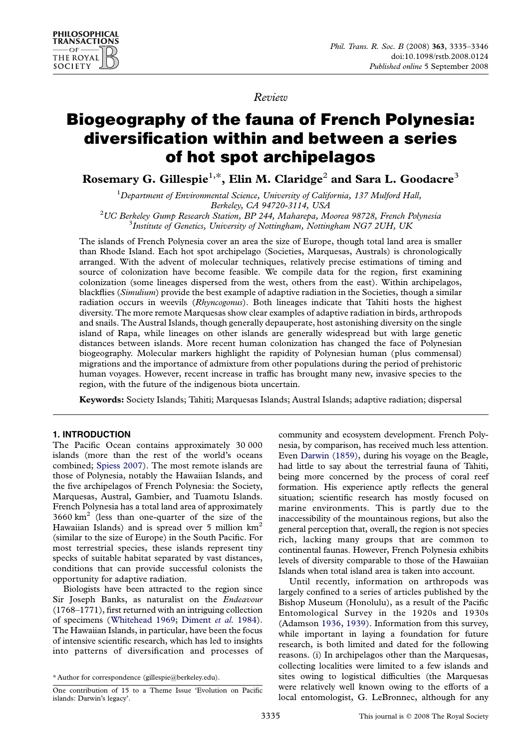Review

# Biogeography of the fauna of French Polynesia: diversification within and between a series of hot spot archipelagos

**Rosemary G. Gillespie**[1,*], **Elin M. Claridge**[2] **and Sara L. Goodacre**[3]

[1]*Department of Environmental Science, University of California, 137 Mulford Hall, Berkeley, CA 94720-3114, USA*

[2]*UC Berkeley Gump Research Station, BP 244, Maharepa, Moorea 98728, French Polynesia*

[3]*Institute of Genetics, University of Nottingham, Nottingham NG7 2UH, UK*

The islands of French Polynesia cover an area the size of Europe, though total land area is smaller than Rhode Island. Each hot spot archipelago (Societies, Marquesas, Australs) is chronologically arranged. With the advent of molecular techniques, relatively precise estimations of timing and source of colonization have become feasible. We compile data for the region, first examining colonization (some lineages dispersed from the west, others from the east). Within archipelagos, blackflies (*Simulium*) provide the best example of adaptive radiation in the Societies, though a similar radiation occurs in weevils (*Rhyncogonus*). Both lineages indicate that Tahiti hosts the highest diversity. The more remote Marquesas show clear examples of adaptive radiation in birds, arthropods and snails. The Austral Islands, though generally depauperate, host astonishing diversity on the single island of Rapa, while lineages on other islands are generally widespread but with large genetic distances between islands. More recent human colonization has changed the face of Polynesian biogeography. Molecular markers highlight the rapidity of Polynesian human (plus commensal) migrations and the importance of admixture from other populations during the period of prehistoric human voyages. However, recent increase in traffic has brought many new, invasive species to the region, with the future of the indigenous biota uncertain.

**Keywords:** Society Islands; Tahiti; Marquesas Islands; Austral Islands; adaptive radiation; dispersal

## 1. INTRODUCTION

The Pacific Ocean contains approximately 30 000 islands (more than the rest of the world's oceans combined; Spiess 2007). The most remote islands are those of Polynesia, notably the Hawaiian Islands, and the five archipelagos of French Polynesia: the Society, Marquesas, Austral, Gambier, and Tuamotu Islands. French Polynesia has a total land area of approximately 3660 km$^2$ (less than one-quarter of the size of the Hawaiian Islands) and is spread over 5 million km$^2$ (similar to the size of Europe) in the South Pacific. For most terrestrial species, these islands represent tiny specks of suitable habitat separated by vast distances, conditions that can provide successful colonists the opportunity for adaptive radiation.

Biologists have been attracted to the region since Sir Joseph Banks, as naturalist on the *Endeavour* (1768–1771), first returned with an intriguing collection of specimens (Whitehead 1969; Diment *et al.* 1984). The Hawaiian Islands, in particular, have been the focus of intensive scientific research, which has led to insights into patterns of diversification and processes of community and ecosystem development. French Polynesia, by comparison, has received much less attention. Even Darwin (1859), during his voyage on the Beagle, had little to say about the terrestrial fauna of Tahiti, being more concerned by the process of coral reef formation. His experience aptly reflects the general situation; scientific research has mostly focused on marine environments. This is partly due to the inaccessibility of the mountainous regions, but also the general perception that, overall, the region is not species rich, lacking many groups that are common to continental faunas. However, French Polynesia exhibits levels of diversity comparable to those of the Hawaiian Islands when total island area is taken into account.

Until recently, information on arthropods was largely confined to a series of articles published by the Bishop Museum (Honolulu), as a result of the Pacific Entomological Survey in the 1920s and 1930s (Adamson 1936, 1939). Information from this survey, while important in laying a foundation for future research, is both limited and dated for the following reasons. (i) In archipelagos other than the Marquesas, collecting localities were limited to a few islands and sites owing to logistical difficulties (the Marquesas were relatively well known owing to the efforts of a local entomologist, G. LeBronnec, although for any

\* Author for correspondence (gillespie@berkeley.edu).

One contribution of 15 to a Theme Issue 'Evolution on Pacific islands: Darwin's legacy'.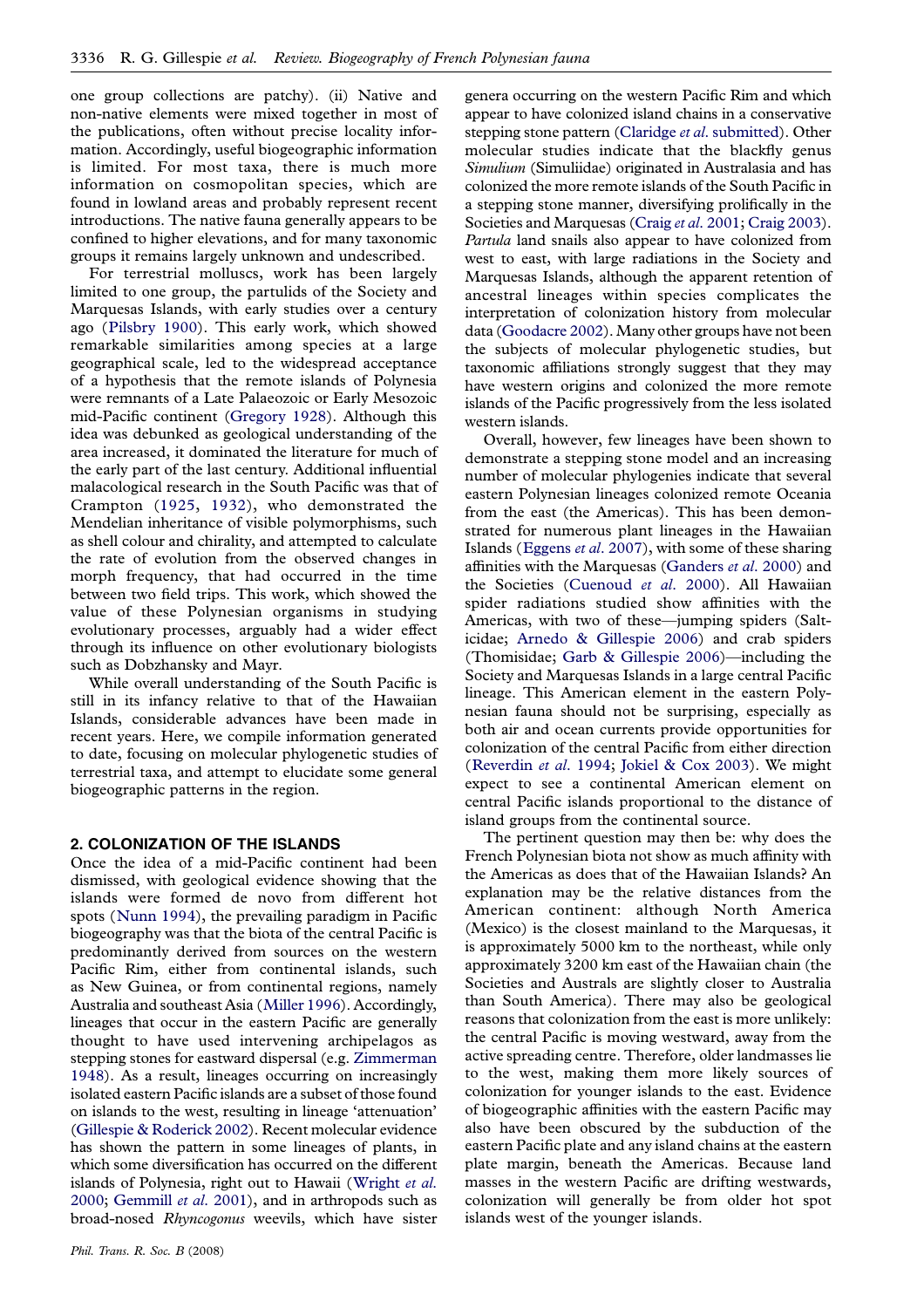one group collections are patchy). (ii) Native and non-native elements were mixed together in most of the publications, often without precise locality information. Accordingly, useful biogeographic information is limited. For most taxa, there is much more information on cosmopolitan species, which are found in lowland areas and probably represent recent introductions. The native fauna generally appears to be confined to higher elevations, and for many taxonomic groups it remains largely unknown and undescribed.

For terrestrial molluscs, work has been largely limited to one group, the partulids of the Society and Marquesas Islands, with early studies over a century ago (Pilsbry 1900). This early work, which showed remarkable similarities among species at a large geographical scale, led to the widespread acceptance of a hypothesis that the remote islands of Polynesia were remnants of a Late Palaeozoic or Early Mesozoic mid-Pacific continent (Gregory 1928). Although this idea was debunked as geological understanding of the area increased, it dominated the literature for much of the early part of the last century. Additional influential malacological research in the South Pacific was that of Crampton (1925, 1932), who demonstrated the Mendelian inheritance of visible polymorphisms, such as shell colour and chirality, and attempted to calculate the rate of evolution from the observed changes in morph frequency, that had occurred in the time between two field trips. This work, which showed the value of these Polynesian organisms in studying evolutionary processes, arguably had a wider effect through its influence on other evolutionary biologists such as Dobzhansky and Mayr.

While overall understanding of the South Pacific is still in its infancy relative to that of the Hawaiian Islands, considerable advances have been made in recent years. Here, we compile information generated to date, focusing on molecular phylogenetic studies of terrestrial taxa, and attempt to elucidate some general biogeographic patterns in the region.

## 2. COLONIZATION OF THE ISLANDS

Once the idea of a mid-Pacific continent had been dismissed, with geological evidence showing that the islands were formed de novo from different hot spots (Nunn 1994), the prevailing paradigm in Pacific biogeography was that the biota of the central Pacific is predominantly derived from sources on the western Pacific Rim, either from continental islands, such as New Guinea, or from continental regions, namely Australia and southeast Asia (Miller 1996). Accordingly, lineages that occur in the eastern Pacific are generally thought to have used intervening archipelagos as stepping stones for eastward dispersal (e.g. Zimmerman 1948). As a result, lineages occurring on increasingly isolated eastern Pacific islands are a subset of those found on islands to the west, resulting in lineage 'attenuation' (Gillespie & Roderick 2002). Recent molecular evidence has shown the pattern in some lineages of plants, in which some diversification has occurred on the different islands of Polynesia, right out to Hawaii (Wright *et al.* 2000; Gemmill *et al.* 2001), and in arthropods such as broad-nosed *Rhyncogonus* weevils, which have sister genera occurring on the western Pacific Rim and which appear to have colonized island chains in a conservative stepping stone pattern (Claridge *et al.* submitted). Other molecular studies indicate that the blackfly genus *Simulium* (Simuliidae) originated in Australasia and has colonized the more remote islands of the South Pacific in a stepping stone manner, diversifying prolifically in the Societies and Marquesas (Craig *et al.* 2001; Craig 2003). *Partula* land snails also appear to have colonized from west to east, with large radiations in the Society and Marquesas Islands, although the apparent retention of ancestral lineages within species complicates the interpretation of colonization history from molecular data (Goodacre 2002). Many other groups have not been the subjects of molecular phylogenetic studies, but taxonomic affiliations strongly suggest that they may have western origins and colonized the more remote islands of the Pacific progressively from the less isolated western islands.

Overall, however, few lineages have been shown to demonstrate a stepping stone model and an increasing number of molecular phylogenies indicate that several eastern Polynesian lineages colonized remote Oceania from the east (the Americas). This has been demonstrated for numerous plant lineages in the Hawaiian Islands (Eggens *et al.* 2007), with some of these sharing affinities with the Marquesas (Ganders *et al.* 2000) and the Societies (Cuenoud *et al.* 2000). All Hawaiian spider radiations studied show affinities with the Americas, with two of these—jumping spiders (Salticidae; Arnedo & Gillespie 2006) and crab spiders (Thomisidae; Garb & Gillespie 2006)—including the Society and Marquesas Islands in a large central Pacific lineage. This American element in the eastern Polynesian fauna should not be surprising, especially as both air and ocean currents provide opportunities for colonization of the central Pacific from either direction (Reverdin *et al.* 1994; Jokiel & Cox 2003). We might expect to see a continental American element on central Pacific islands proportional to the distance of island groups from the continental source.

The pertinent question may then be: why does the French Polynesian biota not show as much affinity with the Americas as does that of the Hawaiian Islands? An explanation may be the relative distances from the American continent: although North America (Mexico) is the closest mainland to the Marquesas, it is approximately 5000 km to the northeast, while only approximately 3200 km east of the Hawaiian chain (the Societies and Australs are slightly closer to Australia than South America). There may also be geological reasons that colonization from the east is more unlikely: the central Pacific is moving westward, away from the active spreading centre. Therefore, older landmasses lie to the west, making them more likely sources of colonization for younger islands to the east. Evidence of biogeographic affinities with the eastern Pacific may also have been obscured by the subduction of the eastern Pacific plate and any island chains at the eastern plate margin, beneath the Americas. Because land masses in the western Pacific are drifting westwards, colonization will generally be from older hot spot islands west of the younger islands.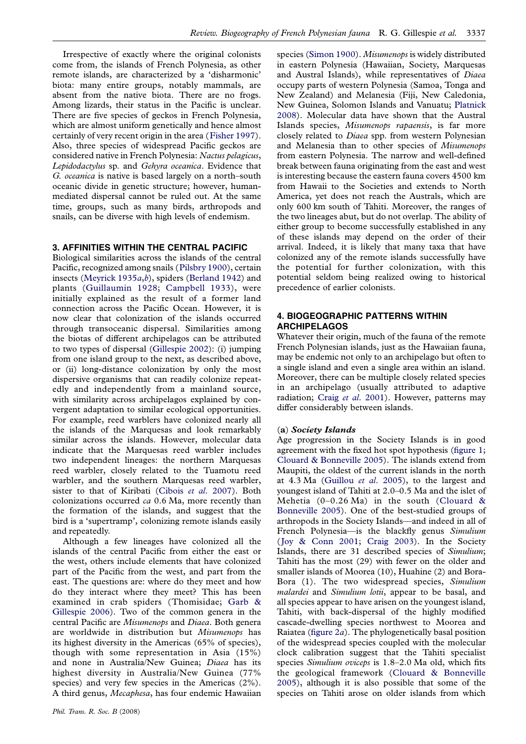Irrespective of exactly where the original colonists come from, the islands of French Polynesia, as other remote islands, are characterized by a 'disharmonic' biota: many entire groups, notably mammals, are absent from the native biota. There are no frogs. Among lizards, their status in the Pacific is unclear. There are five species of geckos in French Polynesia, which are almost uniform genetically and hence almost certainly of very recent origin in the area (Fisher 1997). Also, three species of widespread Pacific geckos are considered native in French Polynesia: *Nactus pelagicus*, *Lepidodactylus* sp. and *Gehyra oceanica*. Evidence that *G. oceanica* is native is based largely on a north–south oceanic divide in genetic structure; however, human-mediated dispersal cannot be ruled out. At the same time, groups, such as many birds, arthropods and snails, can be diverse with high levels of endemism.

## 3. AFFINITIES WITHIN THE CENTRAL PACIFIC

Biological similarities across the islands of the central Pacific, recognized among snails (Pilsbry 1900), certain insects (Meyrick 1935*a*,*b*), spiders (Berland 1942) and plants (Guillaumin 1928; Campbell 1933), were initially explained as the result of a former land connection across the Pacific Ocean. However, it is now clear that colonization of the islands occurred through transoceanic dispersal. Similarities among the biotas of different archipelagos can be attributed to two types of dispersal (Gillespie 2002): (i) jumping from one island group to the next, as described above, or (ii) long-distance colonization by only the most dispersive organisms that can readily colonize repeatedly and independently from a mainland source, with similarity across archipelagos explained by convergent adaptation to similar ecological opportunities. For example, reed warblers have colonized nearly all the islands of the Marquesas and look remarkably similar across the islands. However, molecular data indicate that the Marquesas reed warbler includes two independent lineages: the northern Marquesas reed warbler, closely related to the Tuamotu reed warbler, and the southern Marquesas reed warbler, sister to that of Kiribati (Cibois *et al.* 2007). Both colonizations occurred *ca* 0.6 Ma, more recently than the formation of the islands, and suggest that the bird is a 'supertramp', colonizing remote islands easily and repeatedly.

Although a few lineages have colonized all the islands of the central Pacific from either the east or the west, others include elements that have colonized part of the Pacific from the west, and part from the east. The questions are: where do they meet and how do they interact where they meet? This has been examined in crab spiders (Thomisidae; Garb & Gillespie 2006). Two of the common genera in the central Pacific are *Misumenops* and *Diaea*. Both genera are worldwide in distribution but *Misumenops* has its highest diversity in the Americas (65% of species), though with some representation in Asia (15%) and none in Australia/New Guinea; *Diaea* has its highest diversity in Australia/New Guinea (77% species) and very few species in the Americas (2%). A third genus, *Mecaphesa*, has four endemic Hawaiian species (Simon 1900). *Misumenops* is widely distributed in eastern Polynesia (Hawaiian, Society, Marquesas and Austral Islands), while representatives of *Diaea* occupy parts of western Polynesia (Samoa, Tonga and New Zealand) and Melanesia (Fiji, New Caledonia, New Guinea, Solomon Islands and Vanuatu; Platnick 2008). Molecular data have shown that the Austral Islands species, *Misumenops rapaensis*, is far more closely related to *Diaea* spp. from western Polynesian and Melanesia than to other species of *Misumenops* from eastern Polynesia. The narrow and well-defined break between fauna originating from the east and west is interesting because the eastern fauna covers 4500 km from Hawaii to the Societies and extends to North America, yet does not reach the Australs, which are only 600 km south of Tahiti. Moreover, the ranges of the two lineages abut, but do not overlap. The ability of either group to become successfully established in any of these islands may depend on the order of their arrival. Indeed, it is likely that many taxa that have colonized any of the remote islands successfully have the potential for further colonization, with this potential seldom being realized owing to historical precedence of earlier colonists.

## 4. BIOGEOGRAPHIC PATTERNS WITHIN ARCHIPELAGOS

Whatever their origin, much of the fauna of the remote French Polynesian islands, just as the Hawaiian fauna, may be endemic not only to an archipelago but often to a single island and even a single area within an island. Moreover, there can be multiple closely related species in an archipelago (usually attributed to adaptive radiation; Craig *et al.* 2001). However, patterns may differ considerably between islands.

### (a) *Society Islands*

Age progression in the Society Islands is in good agreement with the fixed hot spot hypothesis (figure 1; Clouard & Bonneville 2005). The islands extend from Maupiti, the oldest of the current islands in the north at 4.3 Ma (Guillou *et al.* 2005), to the largest and youngest island of Tahiti at 2.0–0.5 Ma and the islet of Mehetia (0–0.26 Ma) in the south (Clouard & Bonneville 2005). One of the best-studied groups of arthropods in the Society Islands—and indeed in all of French Polynesia—is the blackfly genus *Simulium* (Joy & Conn 2001; Craig 2003). In the Society Islands, there are 31 described species of *Simulium*; Tahiti has the most (29) with fewer on the older and smaller islands of Moorea (10), Huahine (2) and Bora-Bora (1). The two widespread species, *Simulium malardei* and *Simulium lotii*, appear to be basal, and all species appear to have arisen on the youngest island, Tahiti, with back-dispersal of the highly modified cascade-dwelling species northwest to Moorea and Raiatea (figure 2*a*). The phylogenetically basal position of the widespread species coupled with the molecular clock calibration suggest that the Tahiti specialist species *Simulium oviceps* is 1.8–2.0 Ma old, which fits the geological framework (Clouard & Bonneville 2005), although it is also possible that some of the species on Tahiti arose on older islands from which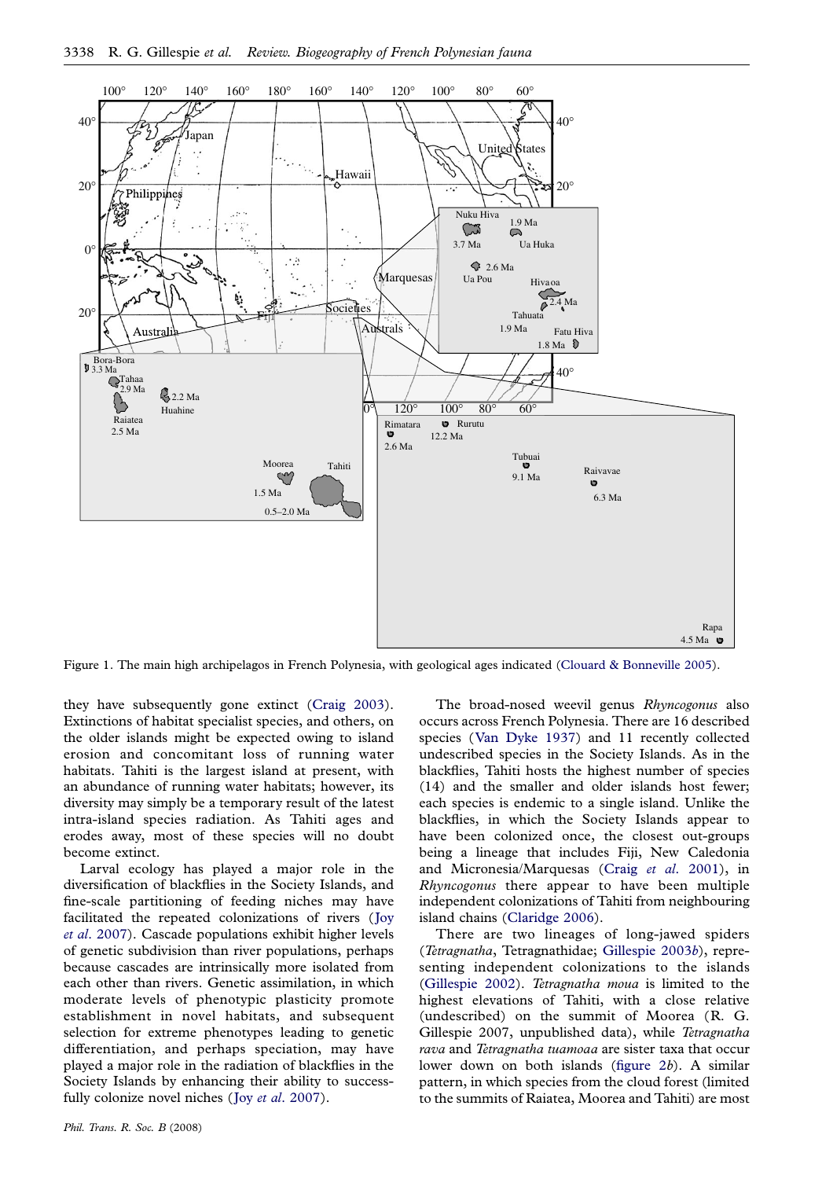Figure 1. The main high archipelagos in French Polynesia, with geological ages indicated (Clouard & Bonneville 2005).

they have subsequently gone extinct (Craig 2003). Extinctions of habitat specialist species, and others, on the older islands might be expected owing to island erosion and concomitant loss of running water habitats. Tahiti is the largest island at present, with an abundance of running water habitats; however, its diversity may simply be a temporary result of the latest intra-island species radiation. As Tahiti ages and erodes away, most of these species will no doubt become extinct.

Larval ecology has played a major role in the diversification of blackflies in the Society Islands, and fine-scale partitioning of feeding niches may have facilitated the repeated colonizations of rivers (Joy *et al*. 2007). Cascade populations exhibit higher levels of genetic subdivision than river populations, perhaps because cascades are intrinsically more isolated from each other than rivers. Genetic assimilation, in which moderate levels of phenotypic plasticity promote establishment in novel habitats, and subsequent selection for extreme phenotypes leading to genetic differentiation, and perhaps speciation, may have played a major role in the radiation of blackflies in the Society Islands by enhancing their ability to successfully colonize novel niches (Joy *et al*. 2007).

The broad-nosed weevil genus *Rhyncogonus* also occurs across French Polynesia. There are 16 described species (Van Dyke 1937) and 11 recently collected undescribed species in the Society Islands. As in the blackflies, Tahiti hosts the highest number of species (14) and the smaller and older islands host fewer; each species is endemic to a single island. Unlike the blackflies, in which the Society Islands appear to have been colonized once, the closest out-groups being a lineage that includes Fiji, New Caledonia and Micronesia/Marquesas (Craig *et al*. 2001), in *Rhyncogonus* there appear to have been multiple independent colonizations of Tahiti from neighbouring island chains (Claridge 2006).

There are two lineages of long-jawed spiders (*Tetragnatha*, Tetragnathidae; Gillespie 2003*b*), representing independent colonizations to the islands (Gillespie 2002). *Tetragnatha moua* is limited to the highest elevations of Tahiti, with a close relative (undescribed) on the summit of Moorea (R. G. Gillespie 2007, unpublished data), while *Tetragnatha rava* and *Tetragnatha tuamoaa* are sister taxa that occur lower down on both islands (figure 2*b*). A similar pattern, in which species from the cloud forest (limited to the summits of Raiatea, Moorea and Tahiti) are most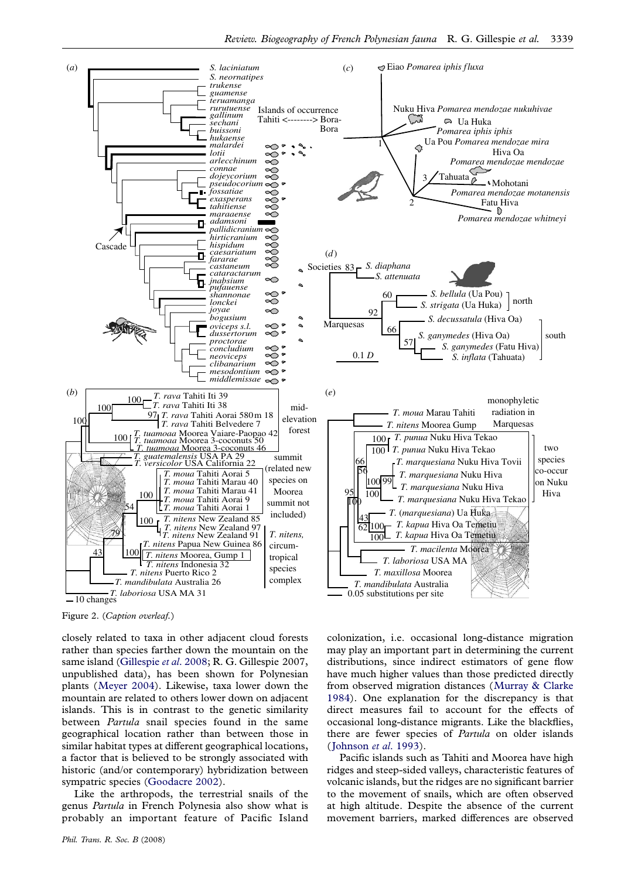Figure 2. (*Caption overleaf.*)

closely related to taxa in other adjacent cloud forests rather than species farther down the mountain on the same island (Gillespie *et al.* 2008; R. G. Gillespie 2007, unpublished data), has been shown for Polynesian plants (Meyer 2004). Likewise, taxa lower down the mountain are related to others lower down on adjacent islands. This is in contrast to the genetic similarity between *Partula* snail species found in the same geographical location rather than between those in similar habitat types at different geographical locations, a factor that is believed to be strongly associated with historic (and/or contemporary) hybridization between sympatric species (Goodacre 2002).

Like the arthropods, the terrestrial snails of the genus *Partula* in French Polynesia also show what is probably an important feature of Pacific Island colonization, i.e. occasional long-distance migration may play an important part in determining the current distributions, since indirect estimators of gene flow have much higher values than those predicted directly from observed migration distances (Murray & Clarke 1984). One explanation for the discrepancy is that direct measures fail to account for the effects of occasional long-distance migrants. Like the blackflies, there are fewer species of *Partula* on older islands (Johnson *et al.* 1993).

Pacific islands such as Tahiti and Moorea have high ridges and steep-sided valleys, characteristic features of volcanic islands, but the ridges are no significant barrier to the movement of snails, which are often observed at high altitude. Despite the absence of the current movement barriers, marked differences are observed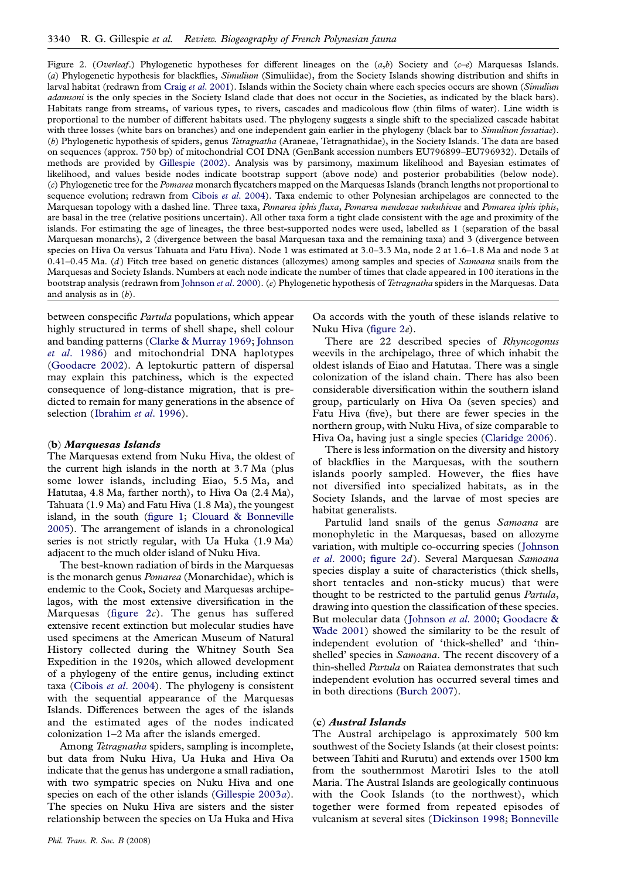Figure 2. (*Overleaf*.) Phylogenetic hypotheses for different lineages on the (*a*,*b*) Society and (*c*–*e*) Marquesas Islands. (*a*) Phylogenetic hypothesis for blackflies, *Simulium* (Simuliidae), from the Society Islands showing distribution and shifts in larval habitat (redrawn from Craig *et al*. 2001). Islands within the Society chain where each species occurs are shown (*Simulium adamsoni* is the only species in the Society Island clade that does not occur in the Societies, as indicated by the black bars). Habitats range from streams, of various types, to rivers, cascades and madicolous flow (thin films of water). Line width is proportional to the number of different habitats used. The phylogeny suggests a single shift to the specialized cascade habitat with three losses (white bars on branches) and one independent gain earlier in the phylogeny (black bar to *Simulium fossatiae*). (*b*) Phylogenetic hypothesis of spiders, genus *Tetragnatha* (Araneae, Tetragnathidae), in the Society Islands. The data are based on sequences (approx. 750 bp) of mitochondrial COI DNA (GenBank accession numbers EU796899–EU796932). Details of methods are provided by Gillespie (2002). Analysis was by parsimony, maximum likelihood and Bayesian estimates of likelihood, and values beside nodes indicate bootstrap support (above node) and posterior probabilities (below node). (*c*) Phylogenetic tree for the *Pomarea* monarch flycatchers mapped on the Marquesas Islands (branch lengths not proportional to sequence evolution; redrawn from Cibois *et al*. 2004). Taxa endemic to other Polynesian archipelagos are connected to the Marquesan topology with a dashed line. Three taxa, *Pomarea iphis fluxa*, *Pomarea mendozae nukuhivae* and *Pomarea iphis iphis*, are basal in the tree (relative positions uncertain). All other taxa form a tight clade consistent with the age and proximity of the islands. For estimating the age of lineages, the three best-supported nodes were used, labelled as 1 (separation of the basal Marquesan monarchs), 2 (divergence between the basal Marquesan taxa and the remaining taxa) and 3 (divergence between species on Hiva Oa versus Tahuata and Fatu Hiva). Node 1 was estimated at 3.0–3.3 Ma, node 2 at 1.6–1.8 Ma and node 3 at 0.41–0.45 Ma. (*d*) Fitch tree based on genetic distances (allozymes) among samples and species of *Samoana* snails from the Marquesas and Society Islands. Numbers at each node indicate the number of times that clade appeared in 100 iterations in the bootstrap analysis (redrawn from Johnson *et al*. 2000). (*e*) Phylogenetic hypothesis of *Tetragnatha* spiders in the Marquesas. Data and analysis as in (*b*).

between conspecific *Partula* populations, which appear highly structured in terms of shell shape, shell colour and banding patterns (Clarke & Murray 1969; Johnson *et al*. 1986) and mitochondrial DNA haplotypes (Goodacre 2002). A leptokurtic pattern of dispersal may explain this patchiness, which is the expected consequence of long-distance migration, that is predicted to remain for many generations in the absence of selection (Ibrahim *et al*. 1996).

### (b) *Marquesas Islands*

The Marquesas extend from Nuku Hiva, the oldest of the current high islands in the north at 3.7 Ma (plus some lower islands, including Eiao, 5.5 Ma, and Hatutaa, 4.8 Ma, farther north), to Hiva Oa (2.4 Ma), Tahuata (1.9 Ma) and Fatu Hiva (1.8 Ma), the youngest island, in the south (figure 1; Clouard & Bonneville 2005). The arrangement of islands in a chronological series is not strictly regular, with Ua Huka (1.9 Ma) adjacent to the much older island of Nuku Hiva.

The best-known radiation of birds in the Marquesas is the monarch genus *Pomarea* (Monarchidae), which is endemic to the Cook, Society and Marquesas archipelagos, with the most extensive diversification in the Marquesas (figure 2*c*). The genus has suffered extensive recent extinction but molecular studies have used specimens at the American Museum of Natural History collected during the Whitney South Sea Expedition in the 1920s, which allowed development of a phylogeny of the entire genus, including extinct taxa (Cibois *et al*. 2004). The phylogeny is consistent with the sequential appearance of the Marquesas Islands. Differences between the ages of the islands and the estimated ages of the nodes indicated colonization 1–2 Ma after the islands emerged.

Among *Tetragnatha* spiders, sampling is incomplete, but data from Nuku Hiva, Ua Huka and Hiva Oa indicate that the genus has undergone a small radiation, with two sympatric species on Nuku Hiva and one species on each of the other islands (Gillespie 2003*a*). The species on Nuku Hiva are sisters and the sister relationship between the species on Ua Huka and Hiva Oa accords with the youth of these islands relative to Nuku Hiva (figure 2*e*).

There are 22 described species of *Rhyncogonus* weevils in the archipelago, three of which inhabit the oldest islands of Eiao and Hatutaa. There was a single colonization of the island chain. There has also been considerable diversification within the southern island group, particularly on Hiva Oa (seven species) and Fatu Hiva (five), but there are fewer species in the northern group, with Nuku Hiva, of size comparable to Hiva Oa, having just a single species (Claridge 2006).

There is less information on the diversity and history of blackflies in the Marquesas, with the southern islands poorly sampled. However, the flies have not diversified into specialized habitats, as in the Society Islands, and the larvae of most species are habitat generalists.

Partulid land snails of the genus *Samoana* are monophyletic in the Marquesas, based on allozyme variation, with multiple co-occurring species (Johnson *et al*. 2000; figure 2*d*). Several Marquesan *Samoana* species display a suite of characteristics (thick shells, short tentacles and non-sticky mucus) that were thought to be restricted to the partulid genus *Partula*, drawing into question the classification of these species. But molecular data (Johnson *et al*. 2000; Goodacre & Wade 2001) showed the similarity to be the result of independent evolution of 'thick-shelled' and 'thin-shelled' species in *Samoana*. The recent discovery of a thin-shelled *Partula* on Raiatea demonstrates that such independent evolution has occurred several times and in both directions (Burch 2007).

### (c) *Austral Islands*

The Austral archipelago is approximately 500 km southwest of the Society Islands (at their closest points: between Tahiti and Rurutu) and extends over 1500 km from the southernmost Marotiri Isles to the atoll Maria. The Austral Islands are geologically continuous with the Cook Islands (to the northwest), which together were formed from repeated episodes of vulcanism at several sites (Dickinson 1998; Bonneville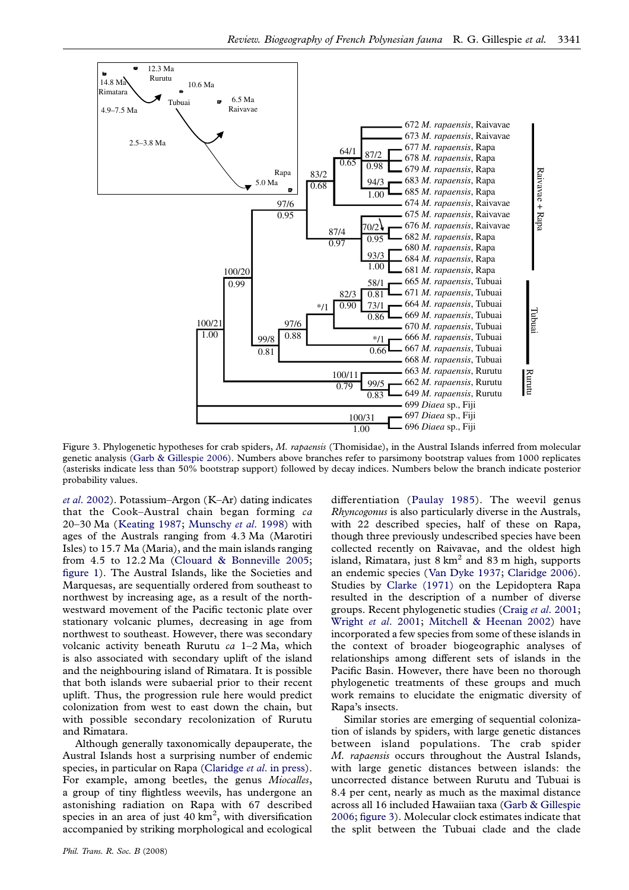Figure 3. Phylogenetic hypotheses for crab spiders, *M. rapaensis* (Thomisidae), in the Austral Islands inferred from molecular genetic analysis (Garb & Gillespie 2006). Numbers above branches refer to parsimony bootstrap values from 1000 replicates (asterisks indicate less than 50% bootstrap support) followed by decay indices. Numbers below the branch indicate posterior probability values.

*et al*. 2002). Potassium–Argon (K–Ar) dating indicates that the Cook–Austral chain began forming *ca* 20–30 Ma (Keating 1987; Munschy *et al*. 1998) with ages of the Australs ranging from 4.3 Ma (Marotiri Isles) to 15.7 Ma (Maria), and the main islands ranging from 4.5 to 12.2 Ma (Clouard & Bonneville 2005; figure 1). The Austral Islands, like the Societies and Marquesas, are sequentially ordered from southeast to northwest by increasing age, as a result of the northwestward movement of the Pacific tectonic plate over stationary volcanic plumes, decreasing in age from northwest to southeast. However, there was secondary volcanic activity beneath Rurutu *ca* 1–2 Ma, which is also associated with secondary uplift of the island and the neighbouring island of Rimatara. It is possible that both islands were subaerial prior to their recent uplift. Thus, the progression rule here would predict colonization from west to east down the chain, but with possible secondary recolonization of Rurutu and Rimatara.

Although generally taxonomically depauperate, the Austral Islands host a surprising number of endemic species, in particular on Rapa (Claridge *et al*. in press). For example, among beetles, the genus *Miocalles*, a group of tiny flightless weevils, has undergone an astonishing radiation on Rapa with 67 described species in an area of just 40 km$^2$, with diversification accompanied by striking morphological and ecological differentiation (Paulay 1985). The weevil genus *Rhyncogonus* is also particularly diverse in the Australs, with 22 described species, half of these on Rapa, though three previously undescribed species have been collected recently on Raivavae, and the oldest high island, Rimatara, just 8 km$^2$ and 83 m high, supports an endemic species (Van Dyke 1937; Claridge 2006). Studies by Clarke (1971) on the Lepidoptera Rapa resulted in the description of a number of diverse groups. Recent phylogenetic studies (Craig *et al*. 2001; Wright *et al*. 2001; Mitchell & Heenan 2002) have incorporated a few species from some of these islands in the context of broader biogeographic analyses of relationships among different sets of islands in the Pacific Basin. However, there have been no thorough phylogenetic treatments of these groups and much work remains to elucidate the enigmatic diversity of Rapa's insects.

Similar stories are emerging of sequential colonization of islands by spiders, with large genetic distances between island populations. The crab spider *M. rapaensis* occurs throughout the Austral Islands, with large genetic distances between islands: the uncorrected distance between Rurutu and Tubuai is 8.4 per cent, nearly as much as the maximal distance across all 16 included Hawaiian taxa (Garb & Gillespie 2006; figure 3). Molecular clock estimates indicate that the split between the Tubuai clade and the clade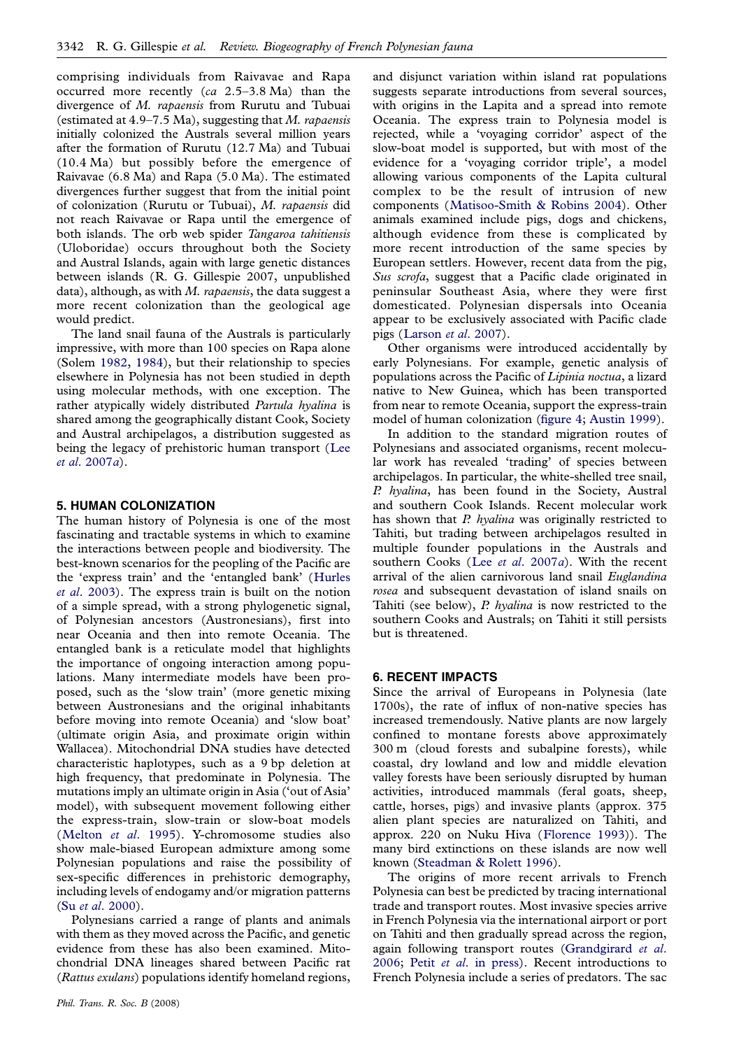comprising individuals from Raivavae and Rapa occurred more recently (*ca* 2.5–3.8 Ma) than the divergence of *M. rapaensis* from Rurutu and Tubuai (estimated at 4.9–7.5 Ma), suggesting that *M. rapaensis* initially colonized the Australs several million years after the formation of Rurutu (12.7 Ma) and Tubuai (10.4 Ma) but possibly before the emergence of Raivavae (6.8 Ma) and Rapa (5.0 Ma). The estimated divergences further suggest that from the initial point of colonization (Rurutu or Tubuai), *M. rapaensis* did not reach Raivavae or Rapa until the emergence of both islands. The orb web spider *Tangaroa tahitiensis* (Uloboridae) occurs throughout both the Society and Austral Islands, again with large genetic distances between islands (R. G. Gillespie 2007, unpublished data), although, as with *M. rapaensis*, the data suggest a more recent colonization than the geological age would predict.

The land snail fauna of the Australs is particularly impressive, with more than 100 species on Rapa alone (Solem 1982, 1984), but their relationship to species elsewhere in Polynesia has not been studied in depth using molecular methods, with one exception. The rather atypically widely distributed *Partula hyalina* is shared among the geographically distant Cook, Society and Austral archipelagos, a distribution suggested as being the legacy of prehistoric human transport (Lee *et al*. 2007*a*).

## 5. HUMAN COLONIZATION

The human history of Polynesia is one of the most fascinating and tractable systems in which to examine the interactions between people and biodiversity. The best-known scenarios for the peopling of the Pacific are the 'express train' and the 'entangled bank' (Hurles *et al*. 2003). The express train is built on the notion of a simple spread, with a strong phylogenetic signal, of Polynesian ancestors (Austronesians), first into near Oceania and then into remote Oceania. The entangled bank is a reticulate model that highlights the importance of ongoing interaction among populations. Many intermediate models have been proposed, such as the 'slow train' (more genetic mixing between Austronesians and the original inhabitants before moving into remote Oceania) and 'slow boat' (ultimate origin Asia, and proximate origin within Wallacea). Mitochondrial DNA studies have detected characteristic haplotypes, such as a 9 bp deletion at high frequency, that predominate in Polynesia. The mutations imply an ultimate origin in Asia ('out of Asia' model), with subsequent movement following either the express-train, slow-train or slow-boat models (Melton *et al*. 1995). Y-chromosome studies also show male-biased European admixture among some Polynesian populations and raise the possibility of sex-specific differences in prehistoric demography, including levels of endogamy and/or migration patterns (Su *et al*. 2000).

Polynesians carried a range of plants and animals with them as they moved across the Pacific, and genetic evidence from these has also been examined. Mitochondrial DNA lineages shared between Pacific rat (*Rattus exulans*) populations identify homeland regions, and disjunct variation within island rat populations suggests separate introductions from several sources, with origins in the Lapita and a spread into remote Oceania. The express train to Polynesia model is rejected, while a 'voyaging corridor' aspect of the slow-boat model is supported, but with most of the evidence for a 'voyaging corridor triple', a model allowing various components of the Lapita cultural complex to be the result of intrusion of new components (Matisoo-Smith & Robins 2004). Other animals examined include pigs, dogs and chickens, although evidence from these is complicated by more recent introduction of the same species by European settlers. However, recent data from the pig, *Sus scrofa*, suggest that a Pacific clade originated in peninsular Southeast Asia, where they were first domesticated. Polynesian dispersals into Oceania appear to be exclusively associated with Pacific clade pigs (Larson *et al*. 2007).

Other organisms were introduced accidentally by early Polynesians. For example, genetic analysis of populations across the Pacific of *Lipinia noctua*, a lizard native to New Guinea, which has been transported from near to remote Oceania, support the express-train model of human colonization (figure 4; Austin 1999).

In addition to the standard migration routes of Polynesians and associated organisms, recent molecular work has revealed 'trading' of species between archipelagos. In particular, the white-shelled tree snail, *P. hyalina*, has been found in the Society, Austral and southern Cook Islands. Recent molecular work has shown that *P. hyalina* was originally restricted to Tahiti, but trading between archipelagos resulted in multiple founder populations in the Australs and southern Cooks (Lee *et al*. 2007*a*). With the recent arrival of the alien carnivorous land snail *Euglandina rosea* and subsequent devastation of island snails on Tahiti (see below), *P. hyalina* is now restricted to the southern Cooks and Australs; on Tahiti it still persists but is threatened.

## 6. RECENT IMPACTS

Since the arrival of Europeans in Polynesia (late 1700s), the rate of influx of non-native species has increased tremendously. Native plants are now largely confined to montane forests above approximately 300 m (cloud forests and subalpine forests), while coastal, dry lowland and low and middle elevation valley forests have been seriously disrupted by human activities, introduced mammals (feral goats, sheep, cattle, horses, pigs) and invasive plants (approx. 375 alien plant species are naturalized on Tahiti, and approx. 220 on Nuku Hiva (Florence 1993)). The many bird extinctions on these islands are now well known (Steadman & Rolett 1996).

The origins of more recent arrivals to French Polynesia can best be predicted by tracing international trade and transport routes. Most invasive species arrive in French Polynesia via the international airport or port on Tahiti and then gradually spread across the region, again following transport routes (Grandgirard *et al*. 2006; Petit *et al*. in press). Recent introductions to French Polynesia include a series of predators. The sac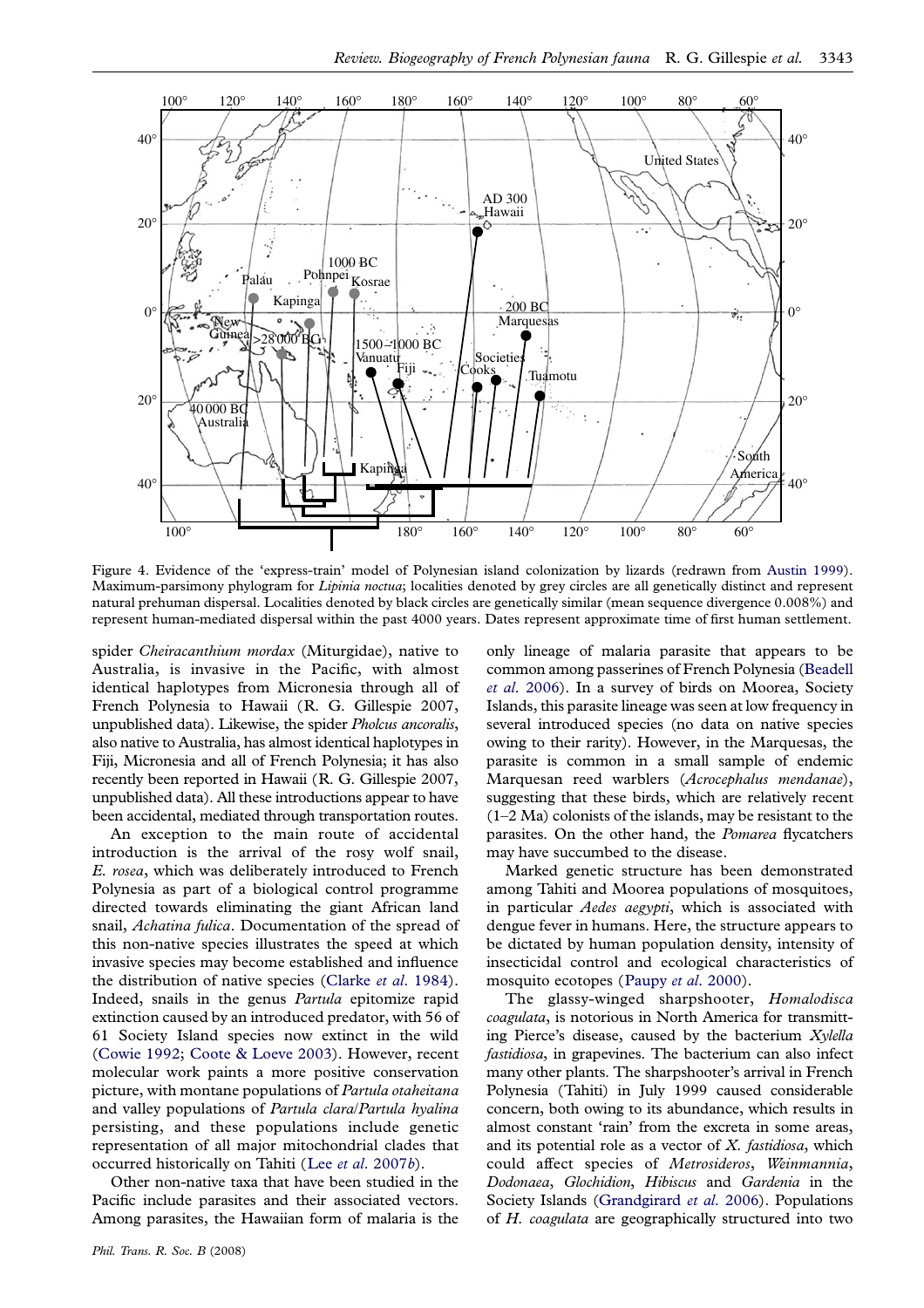Figure 4. Evidence of the 'express-train' model of Polynesian island colonization by lizards (redrawn from Austin 1999). Maximum-parsimony phylogram for *Lipinia noctua*; localities denoted by grey circles are all genetically distinct and represent natural prehuman dispersal. Localities denoted by black circles are genetically similar (mean sequence divergence 0.008%) and represent human-mediated dispersal within the past 4000 years. Dates represent approximate time of first human settlement.

spider *Cheiracanthium mordax* (Miturgidae), native to Australia, is invasive in the Pacific, with almost identical haplotypes from Micronesia through all of French Polynesia to Hawaii (R. G. Gillespie 2007, unpublished data). Likewise, the spider *Pholcus ancoralis*, also native to Australia, has almost identical haplotypes in Fiji, Micronesia and all of French Polynesia; it has also recently been reported in Hawaii (R. G. Gillespie 2007, unpublished data). All these introductions appear to have been accidental, mediated through transportation routes.

An exception to the main route of accidental introduction is the arrival of the rosy wolf snail, *E. rosea*, which was deliberately introduced to French Polynesia as part of a biological control programme directed towards eliminating the giant African land snail, *Achatina fulica*. Documentation of the spread of this non-native species illustrates the speed at which invasive species may become established and influence the distribution of native species (Clarke *et al*. 1984). Indeed, snails in the genus *Partula* epitomize rapid extinction caused by an introduced predator, with 56 of 61 Society Island species now extinct in the wild (Cowie 1992; Coote & Loeve 2003). However, recent molecular work paints a more positive conservation picture, with montane populations of *Partula otaheitana* and valley populations of *Partula clara*/*Partula hyalina* persisting, and these populations include genetic representation of all major mitochondrial clades that occurred historically on Tahiti (Lee *et al*. 2007*b*).

Other non-native taxa that have been studied in the Pacific include parasites and their associated vectors. Among parasites, the Hawaiian form of malaria is the only lineage of malaria parasite that appears to be common among passerines of French Polynesia (Beadell *et al*. 2006). In a survey of birds on Moorea, Society Islands, this parasite lineage was seen at low frequency in several introduced species (no data on native species owing to their rarity). However, in the Marquesas, the parasite is common in a small sample of endemic Marquesan reed warblers (*Acrocephalus mendanae*), suggesting that these birds, which are relatively recent (1–2 Ma) colonists of the islands, may be resistant to the parasites. On the other hand, the *Pomarea* flycatchers may have succumbed to the disease.

Marked genetic structure has been demonstrated among Tahiti and Moorea populations of mosquitoes, in particular *Aedes aegypti*, which is associated with dengue fever in humans. Here, the structure appears to be dictated by human population density, intensity of insecticidal control and ecological characteristics of mosquito ecotopes (Paupy *et al*. 2000).

The glassy-winged sharpshooter, *Homalodisca coagulata*, is notorious in North America for transmitting Pierce's disease, caused by the bacterium *Xylella fastidiosa*, in grapevines. The bacterium can also infect many other plants. The sharpshooter's arrival in French Polynesia (Tahiti) in July 1999 caused considerable concern, both owing to its abundance, which results in almost constant 'rain' from the excreta in some areas, and its potential role as a vector of *X. fastidiosa*, which could affect species of *Metrosideros*, *Weinmannia*, *Dodonaea*, *Glochidion*, *Hibiscus* and *Gardenia* in the Society Islands (Grandgirard *et al*. 2006). Populations of *H. coagulata* are geographically structured into two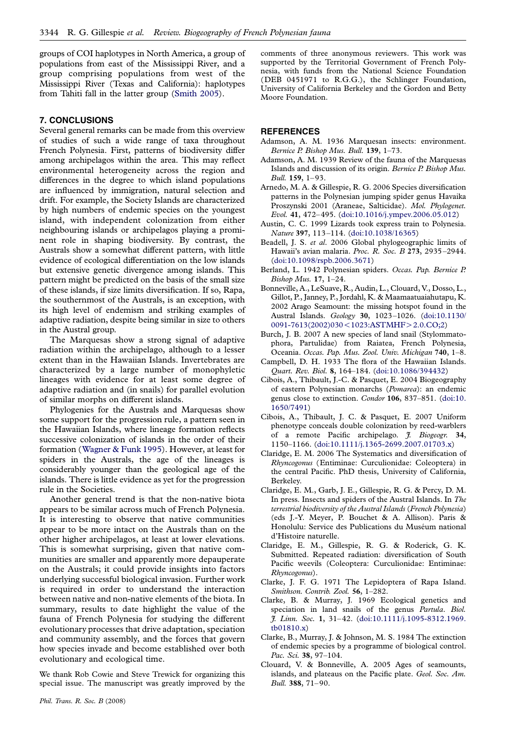groups of COI haplotypes in North America, a group of populations from east of the Mississippi River, and a group comprising populations from west of the Mississippi River (Texas and California): haplotypes from Tahiti fall in the latter group (Smith 2005).

## 7. CONCLUSIONS

Several general remarks can be made from this overview of studies of such a wide range of taxa throughout French Polynesia. First, patterns of biodiversity differ among archipelagos within the area. This may reflect environmental heterogeneity across the region and differences in the degree to which island populations are influenced by immigration, natural selection and drift. For example, the Society Islands are characterized by high numbers of endemic species on the youngest island, with independent colonization from either neighbouring islands or archipelagos playing a prominent role in shaping biodiversity. By contrast, the Australs show a somewhat different pattern, with little evidence of ecological differentiation on the low islands but extensive genetic divergence among islands. This pattern might be predicted on the basis of the small size of these islands, if size limits diversification. If so, Rapa, the southernmost of the Australs, is an exception, with its high level of endemism and striking examples of adaptive radiation, despite being similar in size to others in the Austral group.

The Marquesas show a strong signal of adaptive radiation within the archipelago, although to a lesser extent than in the Hawaiian Islands. Invertebrates are characterized by a large number of monophyletic lineages with evidence for at least some degree of adaptive radiation and (in snails) for parallel evolution of similar morphs on different islands.

Phylogenies for the Australs and Marquesas show some support for the progression rule, a pattern seen in the Hawaiian Islands, where lineage formation reflects successive colonization of islands in the order of their formation (Wagner & Funk 1995). However, at least for spiders in the Australs, the age of the lineages is considerably younger than the geological age of the islands. There is little evidence as yet for the progression rule in the Societies.

Another general trend is that the non-native biota appears to be similar across much of French Polynesia. It is interesting to observe that native communities appear to be more intact on the Australs than on the other higher archipelagos, at least at lower elevations. This is somewhat surprising, given that native communities are smaller and apparently more depauperate on the Australs; it could provide insights into factors underlying successful biological invasion. Further work is required in order to understand the interaction between native and non-native elements of the biota. In summary, results to date highlight the value of the fauna of French Polynesia for studying the different evolutionary processes that drive adaptation, speciation and community assembly, and the forces that govern how species invade and become established over both evolutionary and ecological time.

We thank Rob Cowie and Steve Trewick for organizing this special issue. The manuscript was greatly improved by the comments of three anonymous reviewers. This work was supported by the Territorial Government of French Polynesia, with funds from the National Science Foundation (DEB 0451971 to R.G.G.), the Schlinger Foundation, University of California Berkeley and the Gordon and Betty Moore Foundation.

## REFERENCES

Adamson, A. M. 1936 Marquesan insects: environment. *Bernice P. Bishop Mus. Bull.* **139**, 1–73.

Adamson, A. M. 1939 Review of the fauna of the Marquesas Islands and discussion of its origin. *Bernice P. Bishop Mus. Bull.* **159**, 1–93.

Arnedo, M. A. & Gillespie, R. G. 2006 Species diversification patterns in the Polynesian jumping spider genus Havaika Proszynski 2001 (Araneae, Salticidae). *Mol. Phylogenet. Evol.* **41**, 472–495. (doi:10.1016/j.ympev.2006.05.012)

Austin, C. C. 1999 Lizards took express train to Polynesia. *Nature* **397**, 113–114. (doi:10.1038/16365)

Beadell, J. S. *et al*. 2006 Global phylogeographic limits of Hawaii's avian malaria. *Proc. R. Soc. B* **273**, 2935–2944. (doi:10.1098/rspb.2006.3671)

Berland, L. 1942 Polynesian spiders. *Occas. Pap. Bernice P. Bishop Mus.* **17**, 1–24.

Bonneville, A., LeSuave, R., Audin, L., Clouard, V., Dosso, L., Gillot, P., Janney, P., Jordahl, K. & Maamaatuaiahutapu, K. 2002 Arago Seamount: the missing hotspot found in the Austral Islands. *Geology* **30**, 1023–1026. (doi:10.1130/0091-7613(2002)030<1023:ASTMHF>2.0.CO;2)

Burch, J. B. 2007 A new species of land snail (Stylommatophora, Partulidae) from Raiatea, French Polynesia, Oceania. *Occas. Pap. Mus. Zool. Univ. Michigan* **740**, 1–8.

Campbell, D. H. 1933 The flora of the Hawaiian Islands. *Quart. Rev. Biol.* **8**, 164–184. (doi:10.1086/394432)

Cibois, A., Thibault, J.-C. & Pasquet, E. 2004 Biogeography of eastern Polynesian monarchs (*Pomarea*): an endemic genus close to extinction. *Condor* **106**, 837–851. (doi:10.1650/7491)

Cibois, A., Thibault, J. C. & Pasquet, E. 2007 Uniform phenotype conceals double colonization by reed-warblers of a remote Pacific archipelago. *J. Biogeogr.* **34**, 1150–1166. (doi:10.1111/j.1365-2699.2007.01703.x)

Claridge, E. M. 2006 The Systematics and diversification of *Rhyncogonus* (Entiminae: Curculionidae: Coleoptera) in the central Pacific. PhD thesis, University of California, Berkeley.

Claridge, E. M., Garb, J. E., Gillespie, R. G. & Percy, D. M. In press. Insects and spiders of the Austral Islands. In *The terrestrial biodiversity of the Austral Islands (French Polynesia)* (eds J.-Y. Meyer, P. Bouchet & A. Allison). Paris & Honolulu: Service des Publications du Muséum national d'Histoire naturelle.

Claridge, E. M., Gillespie, R. G. & Roderick, G. K. Submitted. Repeated radiation: diversification of South Pacific weevils (Coleoptera: Curculionidae: Entiminae: *Rhyncogonus*).

Clarke, J. F. G. 1971 The Lepidoptera of Rapa Island. *Smithson. Contrib. Zool.* **56**, 1–282.

Clarke, B. & Murray, J. 1969 Ecological genetics and speciation in land snails of the genus *Partula*. *Biol. J. Linn. Soc.* **1**, 31–42. (doi:10.1111/j.1095-8312.1969.tb01810.x)

Clarke, B., Murray, J. & Johnson, M. S. 1984 The extinction of endemic species by a programme of biological control. *Pac. Sci.* **38**, 97–104.

Clouard, V. & Bonneville, A. 2005 Ages of seamounts, islands, and plateaus on the Pacific plate. *Geol. Soc. Am. Bull.* **388**, 71–90.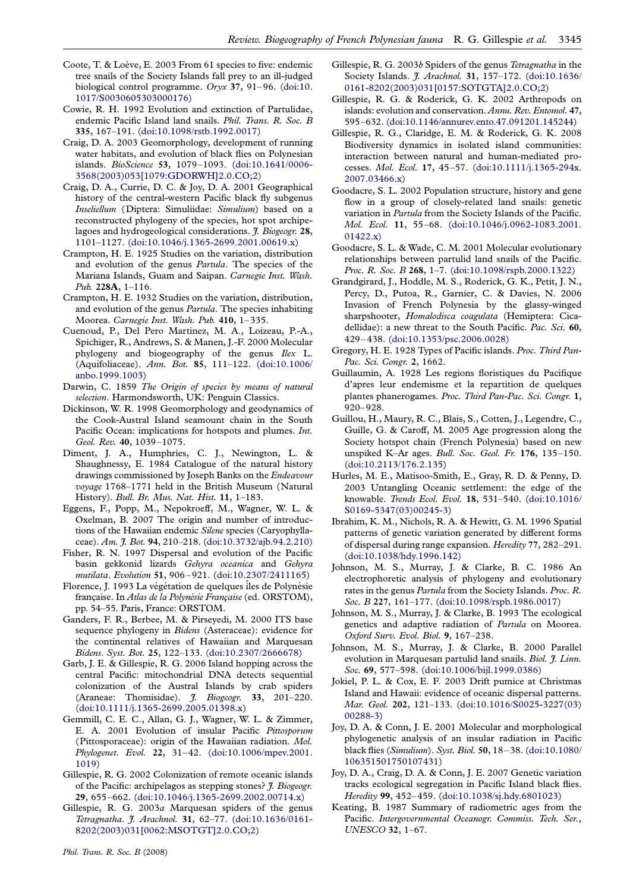Coote, T. & Loève, E. 2003 From 61 species to five: endemic tree snails of the Society Islands fall prey to an ill-judged biological control programme. *Oryx* **37**, 91–96. (doi:10.1017/S0030605303000176)

Cowie, R. H. 1992 Evolution and extinction of Partulidae, endemic Pacific Island land snails. *Phil. Trans. R. Soc. B* **335**, 167–191. (doi:10.1098/rstb.1992.0017)

Craig, D. A. 2003 Geomorphology, development of running water habitats, and evolution of black flies on Polynesian islands. *BioScience* **53**, 1079–1093. (doi:10.1641/0006-3568(2003)053[1079:GDORWH]2.0.CO;2)

Craig, D. A., Currie, D. C. & Joy, D. A. 2001 Geographical history of the central-western Pacific black fly subgenus *Inseliellum* (Diptera: Simuliidae: *Simulium*) based on a reconstructed phylogeny of the species, hot spot archipelagoes and hydrogeological considerations. *J. Biogeogr.* **28**, 1101–1127. (doi:10.1046/j.1365-2699.2001.00619.x)

Crampton, H. E. 1925 Studies on the variation, distribution and evolution of the genus *Partula*. The species of the Mariana Islands, Guam and Saipan. *Carnegie Inst. Wash. Pub.* **228A**, 1–116.

Crampton, H. E. 1932 Studies on the variation, distribution, and evolution of the genus *Partula*. The species inhabiting Moorea. *Carnegie Inst. Wash. Pub.* **410**, 1–335.

Cuenoud, P., Del Pero Martinez, M. A., Loizeau, P.-A., Spichiger, R., Andrews, S. & Manen, J.-F. 2000 Molecular phylogeny and biogeography of the genus *Ilex* L. (Aquifoliaceae). *Ann. Bot.* **85**, 111–122. (doi:10.1006/anbo.1999.1003)

Darwin, C. 1859 *The Origin of species by means of natural selection*. Harmondsworth, UK: Penguin Classics.

Dickinson, W. R. 1998 Geomorphology and geodynamics of the Cook-Austral Island seamount chain in the South Pacific Ocean: implications for hotspots and plumes. *Int. Geol. Rev.* **40**, 1039–1075.

Diment, J. A., Humphries, C. J., Newington, L. & Shaughnessy, E. 1984 Catalogue of the natural history drawings commissioned by Joseph Banks on the *Endeavour voyage* 1768–1771 held in the British Museum (Natural History). *Bull. Br. Mus. Nat. Hist.* **11**, 1–183.

Eggens, F., Popp, M., Nepokroeff, M., Wagner, W. L. & Oxelman, B. 2007 The origin and number of introductions of the Hawaiian endemic *Silene* species (Caryophyllaceae). *Am. J. Bot.* **94**, 210–218. (doi:10.3732/ajb.94.2.210)

Fisher, R. N. 1997 Dispersal and evolution of the Pacific basin gekkonid lizards *Gehyra oceanica* and *Gehyra mutilata*. *Evolution* **51**, 906–921. (doi:10.2307/2411165)

Florence, J. 1993 La végétation de quelques îles de Polynésie française. In *Atlas de la Polynésie Française* (ed. ORSTOM), pp. 54–55. Paris, France: ORSTOM.

Ganders, F. R., Berbee, M. & Pirseyedi, M. 2000 ITS base sequence phylogeny in *Bidens* (Asteraceae): evidence for the continental relatives of Hawaiian and Marquesan *Bidens*. *Syst. Bot.* **25**, 122–133. (doi:10.2307/2666678)

Garb, J. E. & Gillespie, R. G. 2006 Island hopping across the central Pacific: mitochondrial DNA detects sequential colonization of the Austral Islands by crab spiders (Araneae: Thomisidae). *J. Biogeogr.* **33**, 201–220. (doi:10.1111/j.1365-2699.2005.01398.x)

Gemmill, C. E. C., Allan, G. J., Wagner, W. L. & Zimmer, E. A. 2001 Evolution of insular Pacific *Pittosporum* (Pittosporaceae): origin of the Hawaiian radiation. *Mol. Phylogenet. Evol.* **22**, 31–42. (doi:10.1006/mpev.2001.1019)

Gillespie, R. G. 2002 Colonization of remote oceanic islands of the Pacific: archipelagos as stepping stones? *J. Biogeogr.* **29**, 655–662. (doi:10.1046/j.1365-2699.2002.00714.x)

Gillespie, R. G. 2003*a* Marquesan spiders of the genus *Tetragnatha*. *J. Arachnol.* **31**, 62–77. (doi:10.1636/0161-8202(2003)031[0062:MSOTGT]2.0.CO;2)

Gillespie, R. G. 2003*b* Spiders of the genus *Tetragnatha* in the Society Islands. *J. Arachnol.* **31**, 157–172. (doi:10.1636/0161-8202(2003)031[0157:SOTGTA]2.0.CO;2)

Gillespie, R. G. & Roderick, G. K. 2002 Arthropods on islands: evolution and conservation. *Annu. Rev. Entomol.* **47**, 595–632. (doi:10.1146/annurev.ento.47.091201.145244)

Gillespie, R. G., Claridge, E. M. & Roderick, G. K. 2008 Biodiversity dynamics in isolated island communities: interaction between natural and human-mediated processes. *Mol. Ecol.* **17**, 45–57. (doi:10.1111/j.1365-294x.2007.03466.x)

Goodacre, S. L. 2002 Population structure, history and gene flow in a group of closely-related land snails: genetic variation in *Partula* from the Society Islands of the Pacific. *Mol. Ecol.* **11**, 55–68. (doi:10.1046/j.0962-1083.2001.01422.x)

Goodacre, S. L. & Wade, C. M. 2001 Molecular evolutionary relationships between partulid land snails of the Pacific. *Proc. R. Soc. B* **268**, 1–7. (doi:10.1098/rspb.2000.1322)

Grandgirard, J., Hoddle, M. S., Roderick, G. K., Petit, J. N., Percy, D., Putoa, R., Garnier, C. & Davies, N. 2006 Invasion of French Polynesia by the glassy-winged sharpshooter, *Homalodisca coagulata* (Hemiptera: Cicadellidae): a new threat to the South Pacific. *Pac. Sci.* **60**, 429–438. (doi:10.1353/psc.2006.0028)

Gregory, H. E. 1928 Types of Pacific islands. *Proc. Third Pan-Pac. Sci. Congr.* **2**, 1662.

Guillaumin, A. 1928 Les regions floristiques du Pacifique d'apres leur endemisme et la repartition de quelques plantes phanerogames. *Proc. Third Pan-Pac. Sci. Congr.* **1**, 920–928.

Guillou, H., Maury, R. C., Blais, S., Cotten, J., Legendre, C., Guille, G. & Caroff, M. 2005 Age progression along the Society hotspot chain (French Polynesia) based on new unspiked K–Ar ages. *Bull. Soc. Geol. Fr.* **176**, 135–150. (doi:10.2113/176.2.135)

Hurles, M. E., Matisoo-Smith, E., Gray, R. D. & Penny, D. 2003 Untangling Oceanic settlement: the edge of the knowable. *Trends Ecol. Evol.* **18**, 531–540. (doi:10.1016/S0169-5347(03)00245-3)

Ibrahim, K. M., Nichols, R. A. & Hewitt, G. M. 1996 Spatial patterns of genetic variation generated by different forms of dispersal during range expansion. *Heredity* 77, 282–291. (doi:10.1038/hdy.1996.142)

Johnson, M. S., Murray, J. & Clarke, B. C. 1986 An electrophoretic analysis of phylogeny and evolutionary rates in the genus *Partula* from the Society Islands. *Proc. R. Soc. B* **227**, 161–177. (doi:10.1098/rspb.1986.0017)

Johnson, M. S., Murray, J. & Clarke, B. 1993 The ecological genetics and adaptive radiation of *Partula* on Moorea. *Oxford Surv. Evol. Biol.* **9**, 167–238.

Johnson, M. S., Murray, J. & Clarke, B. 2000 Parallel evolution in Marquesan partulid land snails. *Biol. J. Linn. Soc.* **69**, 577–598. (doi:10.1006/bijl.1999.0386)

Jokiel, P. L. & Cox, E. F. 2003 Drift pumice at Christmas Island and Hawaii: evidence of oceanic dispersal patterns. *Mar. Geol.* **202**, 121–133. (doi:10.1016/S0025-3227(03)00288-3)

Joy, D. A. & Conn, J. E. 2001 Molecular and morphological phylogenetic analysis of an insular radiation in Pacific black flies (*Simulium*). *Syst. Biol.* **50**, 18–38. (doi:10.1080/106351501750107431)

Joy, D. A., Craig, D. A. & Conn, J. E. 2007 Genetic variation tracks ecological segregation in Pacific Island black flies. *Heredity* **99**, 452–459. (doi:10.1038/sj.hdy.6801023)

Keating, B. 1987 Summary of radiometric ages from the Pacific. *Intergovernmental Oceanogr. Commiss. Tech. Ser., UNESCO* **32**, 1–67.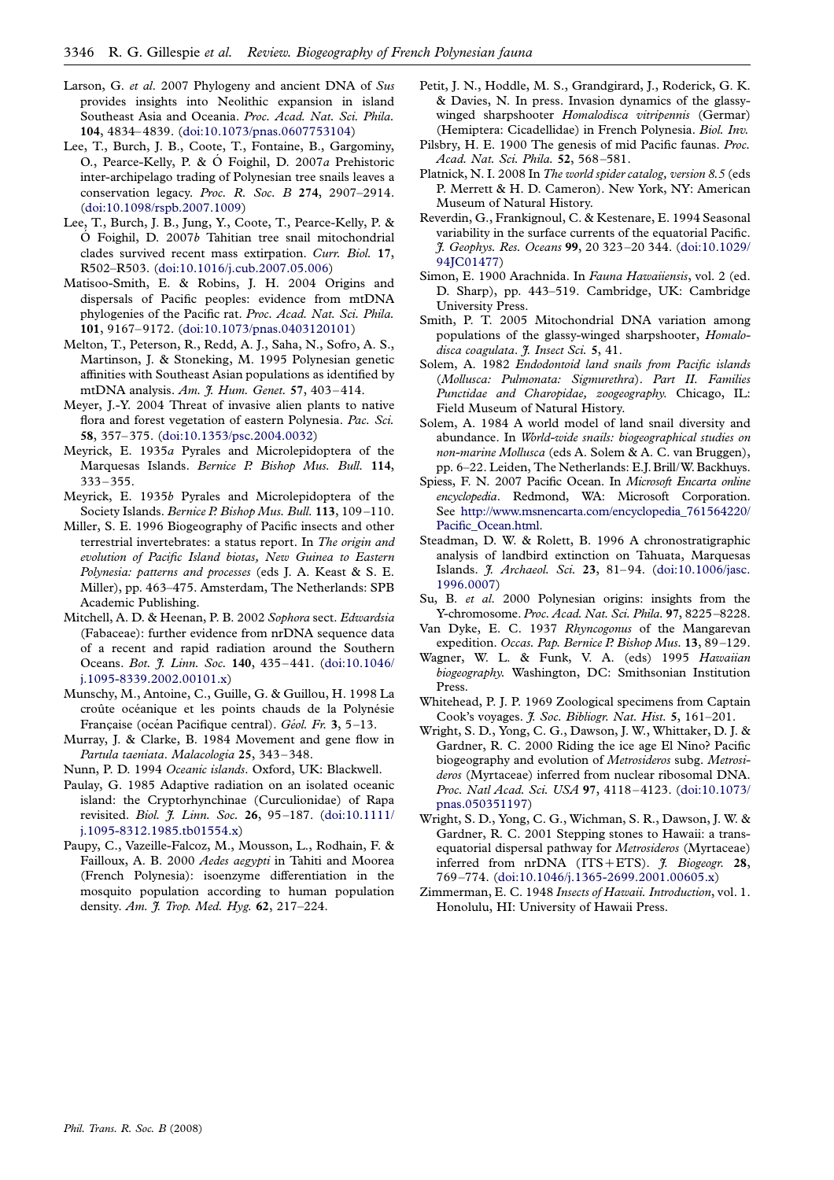Larson, G. *et al*. 2007 Phylogeny and ancient DNA of *Sus* provides insights into Neolithic expansion in island Southeast Asia and Oceania. *Proc. Acad. Nat. Sci. Phila.* **104**, 4834–4839. (doi:10.1073/pnas.0607753104)

Lee, T., Burch, J. B., Coote, T., Fontaine, B., Gargominy, O., Pearce-Kelly, P. & Ó Foighil, D. 2007*a* Prehistoric inter-archipelago trading of Polynesian tree snails leaves a conservation legacy. *Proc. R. Soc. B* **274**, 2907–2914. (doi:10.1098/rspb.2007.1009)

Lee, T., Burch, J. B., Jung, Y., Coote, T., Pearce-Kelly, P. & Ó Foighil, D. 2007*b* Tahitian tree snail mitochondrial clades survived recent mass extirpation. *Curr. Biol.* **17**, R502–R503. (doi:10.1016/j.cub.2007.05.006)

Matisoo-Smith, E. & Robins, J. H. 2004 Origins and dispersals of Pacific peoples: evidence from mtDNA phylogenies of the Pacific rat. *Proc. Acad. Nat. Sci. Phila.* **101**, 9167–9172. (doi:10.1073/pnas.0403120101)

Melton, T., Peterson, R., Redd, A. J., Saha, N., Sofro, A. S., Martinson, J. & Stoneking, M. 1995 Polynesian genetic affinities with Southeast Asian populations as identified by mtDNA analysis. *Am. J. Hum. Genet.* **57**, 403–414.

Meyer, J.-Y. 2004 Threat of invasive alien plants to native flora and forest vegetation of eastern Polynesia. *Pac. Sci.* **58**, 357–375. (doi:10.1353/psc.2004.0032)

Meyrick, E. 1935*a* Pyrales and Microlepidoptera of the Marquesas Islands. *Bernice P. Bishop Mus. Bull.* **114**, 333–355.

Meyrick, E. 1935*b* Pyrales and Microlepidoptera of the Society Islands. *Bernice P. Bishop Mus. Bull.* **113**, 109–110.

Miller, S. E. 1996 Biogeography of Pacific insects and other terrestrial invertebrates: a status report. In *The origin and evolution of Pacific Island biotas, New Guinea to Eastern Polynesia: patterns and processes* (eds J. A. Keast & S. E. Miller), pp. 463–475. Amsterdam, The Netherlands: SPB Academic Publishing.

Mitchell, A. D. & Heenan, P. B. 2002 *Sophora* sect. *Edwardsia* (Fabaceae): further evidence from nrDNA sequence data of a recent and rapid radiation around the Southern Oceans. *Bot. J. Linn. Soc.* **140**, 435–441. (doi:10.1046/j.1095-8339.2002.00101.x)

Munschy, M., Antoine, C., Guille, G. & Guillou, H. 1998 La croûte océanique et les points chauds de la Polynésie Française (océan Pacifique central). *Géol. Fr.* **3**, 5–13.

Murray, J. & Clarke, B. 1984 Movement and gene flow in *Partula taeniata*. *Malacologia* **25**, 343–348.

Nunn, P. D. 1994 *Oceanic islands*. Oxford, UK: Blackwell.

Paulay, G. 1985 Adaptive radiation on an isolated oceanic island: the Cryptorhynchinae (Curculionidae) of Rapa revisited. *Biol. J. Linn. Soc.* **26**, 95–187. (doi:10.1111/j.1095-8312.1985.tb01554.x)

Paupy, C., Vazeille-Falcoz, M., Mousson, L., Rodhain, F. & Failloux, A. B. 2000 *Aedes aegypti* in Tahiti and Moorea (French Polynesia): isoenzyme differentiation in the mosquito population according to human population density. *Am. J. Trop. Med. Hyg.* **62**, 217–224.

Petit, J. N., Hoddle, M. S., Grandgirard, J., Roderick, G. K. & Davies, N. In press. Invasion dynamics of the glassy-winged sharpshooter *Homalodisca vitripennis* (Germar) (Hemiptera: Cicadellidae) in French Polynesia. *Biol. Inv.*

Pilsbry, H. E. 1900 The genesis of mid Pacific faunas. *Proc. Acad. Nat. Sci. Phila.* **52**, 568–581.

Platnick, N. I. 2008 In *The world spider catalog, version 8.5* (eds P. Merrett & H. D. Cameron). New York, NY: American Museum of Natural History.

Reverdin, G., Frankignoul, C. & Kestenare, E. 1994 Seasonal variability in the surface currents of the equatorial Pacific. *J. Geophys. Res. Oceans* **99**, 20 323–20 344. (doi:10.1029/94JC01477)

Simon, E. 1900 Arachnida. In *Fauna Hawaiiensis*, vol. 2 (ed. D. Sharp), pp. 443–519. Cambridge, UK: Cambridge University Press.

Smith, P. T. 2005 Mitochondrial DNA variation among populations of the glassy-winged sharpshooter, *Homalodisca coagulata*. *J. Insect Sci.* **5**, 41.

Solem, A. 1982 *Endodontoid land snails from Pacific islands (Mollusca: Pulmonata: Sigmurethra). Part II. Families Punctidae and Charopidae, zoogeography.* Chicago, IL: Field Museum of Natural History.

Solem, A. 1984 A world model of land snail diversity and abundance. In *World-wide snails: biogeographical studies on non-marine Mollusca* (eds A. Solem & A. C. van Bruggen), pp. 6–22. Leiden, The Netherlands: E.J. Brill/W. Backhuys.

Spiess, F. N. 2007 Pacific Ocean. In *Microsoft Encarta online encyclopedia*. Redmond, WA: Microsoft Corporation. See http://www.msnencarta.com/encyclopedia_761564220/Pacific_Ocean.html.

Steadman, D. W. & Rolett, B. 1996 A chronostratigraphic analysis of landbird extinction on Tahuata, Marquesas Islands. *J. Archaeol. Sci.* **23**, 81–94. (doi:10.1006/jasc.1996.0007)

Su, B. *et al.* 2000 Polynesian origins: insights from the Y-chromosome. *Proc. Acad. Nat. Sci. Phila.* **97**, 8225–8228.

Van Dyke, E. C. 1937 *Rhyncogonus* of the Mangarevan expedition. *Occas. Pap. Bernice P. Bishop Mus.* **13**, 89–129.

Wagner, W. L. & Funk, V. A. (eds) 1995 *Hawaiian biogeography*. Washington, DC: Smithsonian Institution Press.

Whitehead, P. J. P. 1969 Zoological specimens from Captain Cook's voyages. *J. Soc. Bibliogr. Nat. Hist.* **5**, 161–201.

Wright, S. D., Yong, C. G., Dawson, J. W., Whittaker, D. J. & Gardner, R. C. 2000 Riding the ice age El Nino? Pacific biogeography and evolution of *Metrosideros* subg. *Metrosideros* (Myrtaceae) inferred from nuclear ribosomal DNA. *Proc. Natl Acad. Sci. USA* **97**, 4118–4123. (doi:10.1073/pnas.050351197)

Wright, S. D., Yong, C. G., Wichman, S. R., Dawson, J. W. & Gardner, R. C. 2001 Stepping stones to Hawaii: a trans-equatorial dispersal pathway for *Metrosideros* (Myrtaceae) inferred from nrDNA (ITS+ETS). *J. Biogeogr.* **28**, 769–774. (doi:10.1046/j.1365-2699.2001.00605.x)

Zimmerman, E. C. 1948 *Insects of Hawaii. Introduction*, vol. 1. Honolulu, HI: University of Hawaii Press.